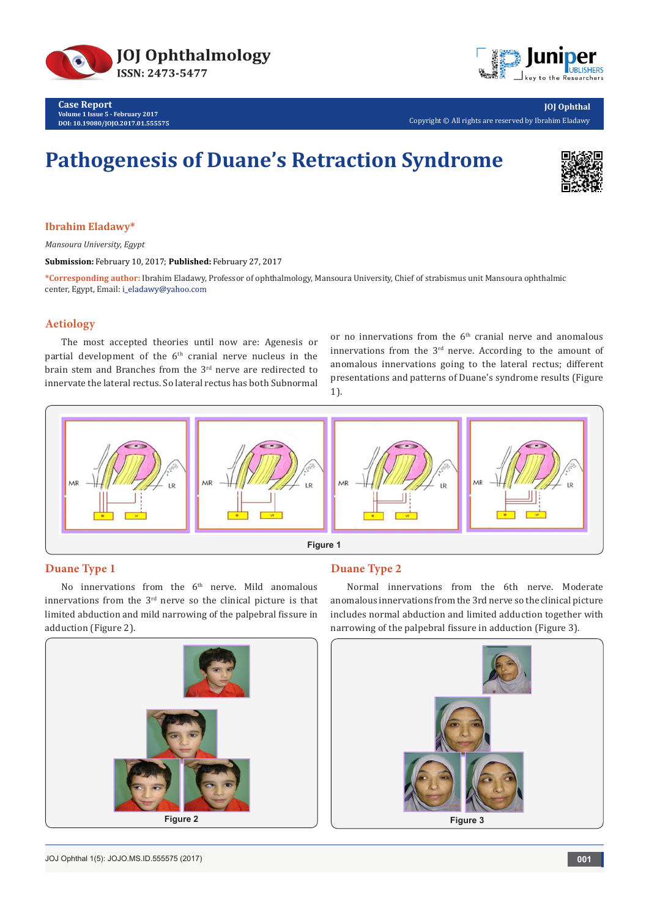Case Report

# Pathogenesis of Duane's Retraction Syndrome

**Ibrahim Eladawy***

*Mansoura University, Egypt*

**Submission:** February 10, 2017; **Published:** February 27, 2017

***Corresponding author:** Ibrahim Eladawy, Professor of ophthalmology, Mansoura University, Chief of strabismus unit Mansoura ophthalmic center, Egypt, Email: i_eladawy@yahoo.com

## Aetiology

The most accepted theories until now are: Agenesis or partial development of the 6th cranial nerve nucleus in the brain stem and Branches from the 3rd nerve are redirected to innervate the lateral rectus. So lateral rectus has both Subnormal or no innervations from the 6th cranial nerve and anomalous innervations from the 3rd nerve. According to the amount of anomalous innervations going to the lateral rectus; different presentations and patterns of Duane's syndrome results (Figure 1).

Figure 1

## Duane Type 1

No innervations from the 6th nerve. Mild anomalous innervations from the 3rd nerve so the clinical picture is that limited abduction and mild narrowing of the palpebral fissure in adduction (Figure 2).

Figure 2

## Duane Type 2

Normal innervations from the 6th nerve. Moderate anomalous innervations from the 3rd nerve so the clinical picture includes normal abduction and limited adduction together with narrowing of the palpebral fissure in adduction (Figure 3).

Figure 3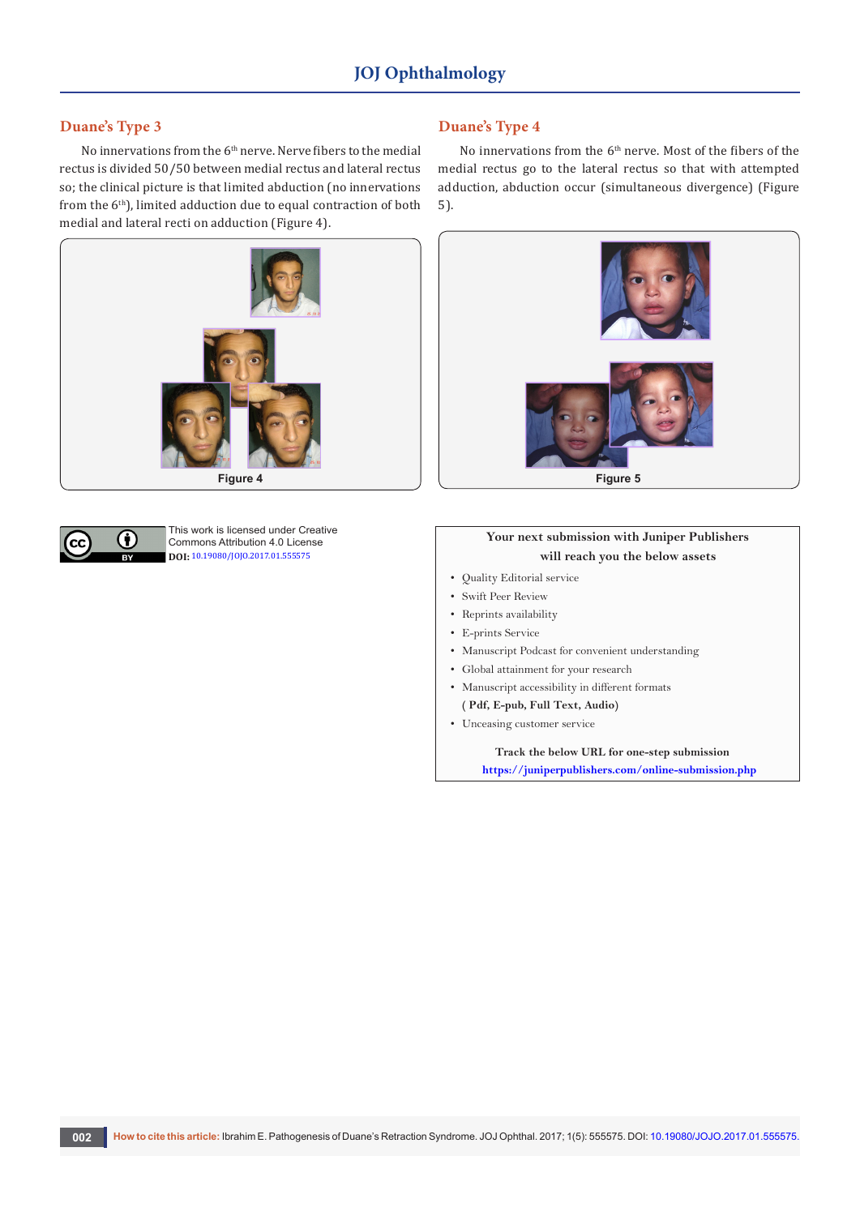## Duane's Type 3

No innervations from the 6th nerve. Nerve fibers to the medial rectus is divided 50/50 between medial rectus and lateral rectus so; the clinical picture is that limited abduction (no innervations from the 6th), limited adduction due to equal contraction of both medial and lateral recti on adduction (Figure 4).

Figure 4

## Duane's Type 4

No innervations from the 6th nerve. Most of the fibers of the medial rectus go to the lateral rectus so that with attempted adduction, abduction occur (simultaneous divergence) (Figure 5).

Figure 5

This work is licensed under Creative Commons Attribution 4.0 License
**DOI:** 10.19080/JOJO.2017.01.555575

**Your next submission with Juniper Publishers will reach you the below assets**

- Quality Editorial service
- Swift Peer Review
- Reprints availability
- E-prints Service
- Manuscript Podcast for convenient understanding
- Global attainment for your research
- Manuscript accessibility in different formats
  **( Pdf, E-pub, Full Text, Audio)**
- Unceasing customer service

**Track the below URL for one-step submission**
**https://juniperpublishers.com/online-submission.php**

**How to cite this article:** Ibrahim E. Pathogenesis of Duane's Retraction Syndrome. JOJ Ophthal. 2017; 1(5): 555575. DOI: 10.19080/JOJO.2017.01.555575.